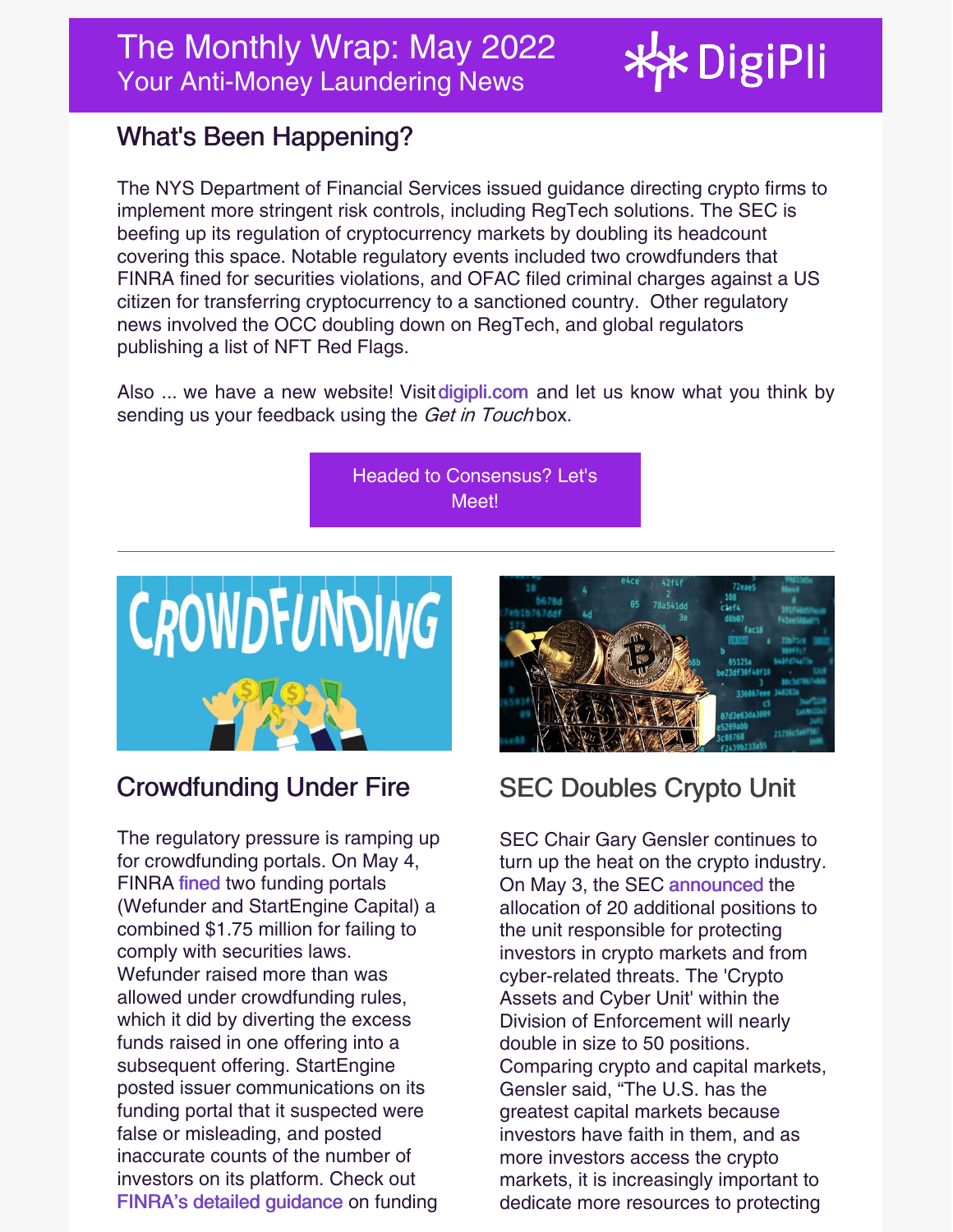# The Monthly Wrap: May 2022

Your Anti-Money Laundering News

DigiPli

## What's Been Happening?

The NYS Department of Financial Services issued guidance directing crypto firms to implement more stringent risk controls, including RegTech solutions. The SEC is beefing up its regulation of cryptocurrency markets by doubling its headcount covering this space. Notable regulatory events included two crowdfunders that FINRA fined for securities violations, and OFAC filed criminal charges against a US citizen for transferring cryptocurrency to a sanctioned country. Other regulatory news involved the OCC doubling down on RegTech, and global regulators publishing a list of NFT Red Flags.

Also ... we have a new website! Visit digipli.com and let us know what you think by sending us your feedback using the *Get in Touch* box.

Headed to Consensus? Let's Meet!

---

## Crowdfunding Under Fire

The regulatory pressure is ramping up for crowdfunding portals. On May 4, FINRA fined two funding portals (Wefunder and StartEngine Capital) a combined $1.75 million for failing to comply with securities laws. Wefunder raised more than was allowed under crowdfunding rules, which it did by diverting the excess funds raised in one offering into a subsequent offering. StartEngine posted issuer communications on its funding portal that it suspected were false or misleading, and posted inaccurate counts of the number of investors on its platform. Check out FINRA's detailed guidance on funding

## SEC Doubles Crypto Unit

SEC Chair Gary Gensler continues to turn up the heat on the crypto industry. On May 3, the SEC announced the allocation of 20 additional positions to the unit responsible for protecting investors in crypto markets and from cyber-related threats. The 'Crypto Assets and Cyber Unit' within the Division of Enforcement will nearly double in size to 50 positions. Comparing crypto and capital markets, Gensler said, "The U.S. has the greatest capital markets because investors have faith in them, and as more investors access the crypto markets, it is increasingly important to dedicate more resources to protecting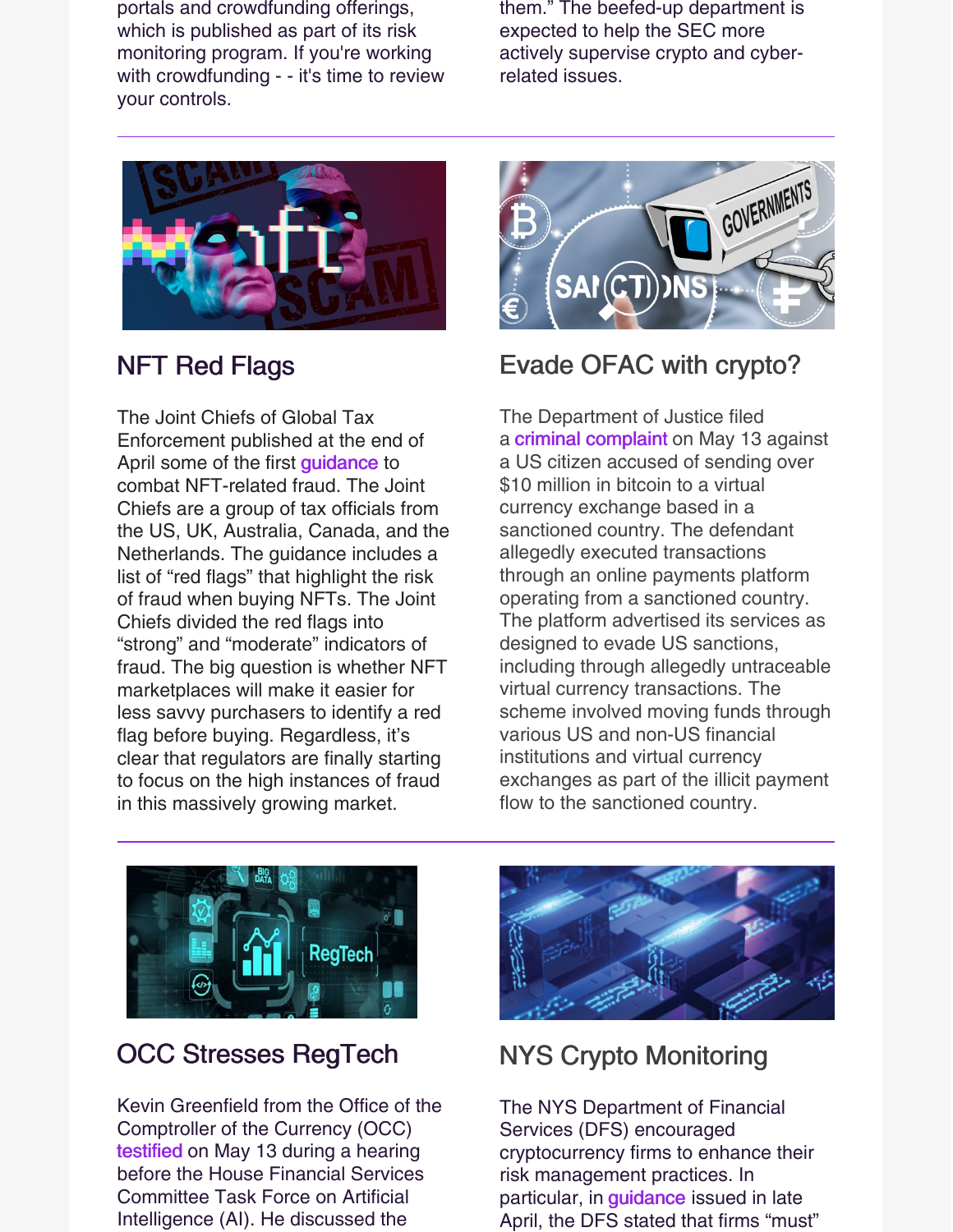portals and crowdfunding offerings, which is published as part of its risk monitoring program. If you're working with crowdfunding - - it's time to review your controls.

them." The beefed-up department is expected to help the SEC more actively supervise crypto and cyber-related issues.

## NFT Red Flags

The Joint Chiefs of Global Tax Enforcement published at the end of April some of the first guidance to combat NFT-related fraud. The Joint Chiefs are a group of tax officials from the US, UK, Australia, Canada, and the Netherlands. The guidance includes a list of "red flags" that highlight the risk of fraud when buying NFTs. The Joint Chiefs divided the red flags into "strong" and "moderate" indicators of fraud. The big question is whether NFT marketplaces will make it easier for less savvy purchasers to identify a red flag before buying. Regardless, it's clear that regulators are finally starting to focus on the high instances of fraud in this massively growing market.

## Evade OFAC with crypto?

The Department of Justice filed a criminal complaint on May 13 against a US citizen accused of sending over $10 million in bitcoin to a virtual currency exchange based in a sanctioned country. The defendant allegedly executed transactions through an online payments platform operating from a sanctioned country. The platform advertised its services as designed to evade US sanctions, including through allegedly untraceable virtual currency transactions. The scheme involved moving funds through various US and non-US financial institutions and virtual currency exchanges as part of the illicit payment flow to the sanctioned country.

## OCC Stresses RegTech

Kevin Greenfield from the Office of the Comptroller of the Currency (OCC) testified on May 13 during a hearing before the House Financial Services Committee Task Force on Artificial Intelligence (AI). He discussed the

## NYS Crypto Monitoring

The NYS Department of Financial Services (DFS) encouraged cryptocurrency firms to enhance their risk management practices. In particular, in guidance issued in late April, the DFS stated that firms "must"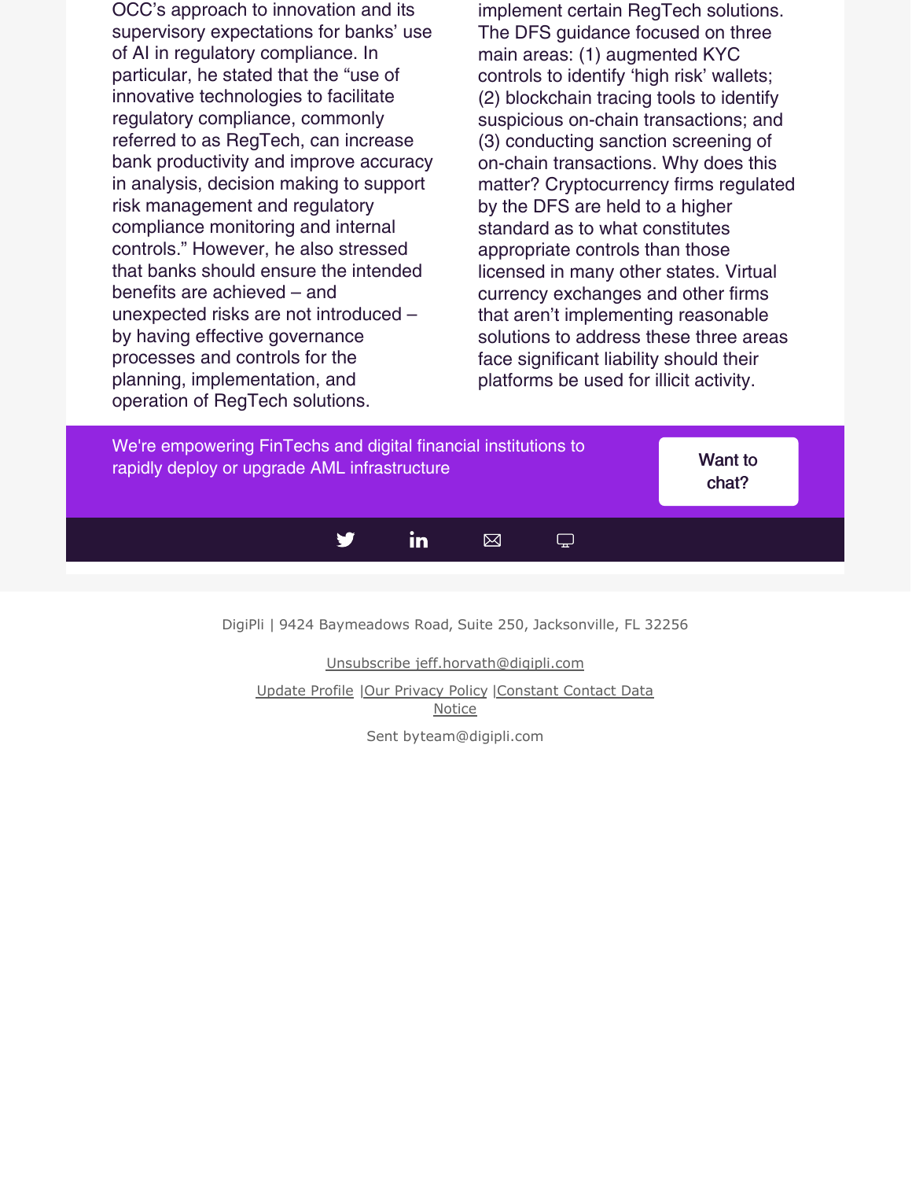OCC's approach to innovation and its supervisory expectations for banks' use of AI in regulatory compliance. In particular, he stated that the "use of innovative technologies to facilitate regulatory compliance, commonly referred to as RegTech, can increase bank productivity and improve accuracy in analysis, decision making to support risk management and regulatory compliance monitoring and internal controls." However, he also stressed that banks should ensure the intended benefits are achieved – and unexpected risks are not introduced – by having effective governance processes and controls for the planning, implementation, and operation of RegTech solutions.

implement certain RegTech solutions. The DFS guidance focused on three main areas: (1) augmented KYC controls to identify 'high risk' wallets; (2) blockchain tracing tools to identify suspicious on-chain transactions; and (3) conducting sanction screening of on-chain transactions. Why does this matter? Cryptocurrency firms regulated by the DFS are held to a higher standard as to what constitutes appropriate controls than those licensed in many other states. Virtual currency exchanges and other firms that aren't implementing reasonable solutions to address these three areas face significant liability should their platforms be used for illicit activity.

We're empowering FinTechs and digital financial institutions to rapidly deploy or upgrade AML infrastructure

Want to chat?

DigiPli | 9424 Baymeadows Road, Suite 250, Jacksonville, FL 32256

Unsubscribe jeff.horvath@digipli.com

Update Profile | Our Privacy Policy | Constant Contact Data Notice

Sent byteam@digipli.com